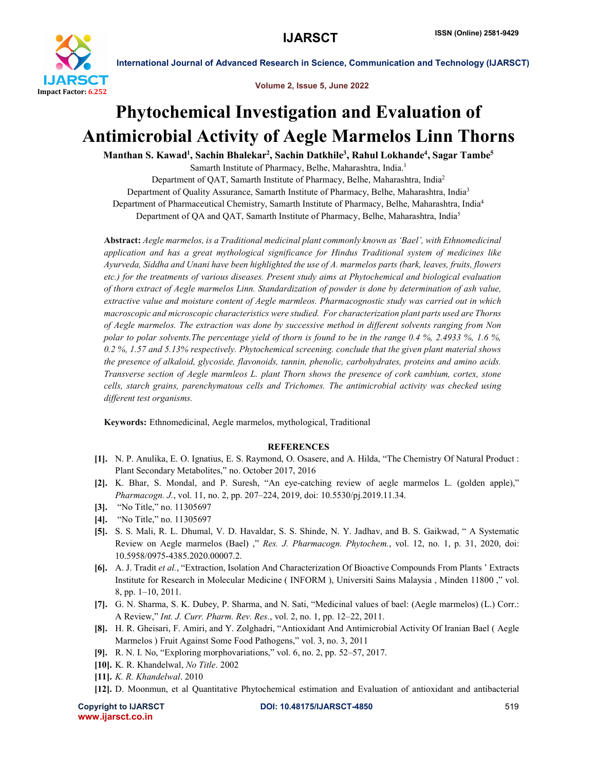# Phytochemical Investigation and Evaluation of Antimicrobial Activity of Aegle Marmelos Linn Thorns

**Manthan S. Kawad[1], Sachin Bhalekar[2], Sachin Datkhile[3], Rahul Lokhande[4], Sagar Tambe[5]**

Samarth Institute of Pharmacy, Belhe, Maharashtra, India.[1]

Department of QAT, Samarth Institute of Pharmacy, Belhe, Maharashtra, India[2]

Department of Quality Assurance, Samarth Institute of Pharmacy, Belhe, Maharashtra, India[3]

Department of Pharmaceutical Chemistry, Samarth Institute of Pharmacy, Belhe, Maharashtra, India[4]

Department of QA and QAT, Samarth Institute of Pharmacy, Belhe, Maharashtra, India[5]

**Abstract:** *Aegle marmelos, is a Traditional medicinal plant commonly known as 'Bael', with Ethnomedicinal application and has a great mythological significance for Hindus Traditional system of medicines like Ayurveda, Siddha and Unani have been highlighted the use of A. marmelos parts (bark, leaves, fruits, flowers etc.) for the treatments of various diseases. Present study aims at Phytochemical and biological evaluation of thorn extract of Aegle marmelos Linn. Standardization of powder is done by determination of ash value, extractive value and moisture content of Aegle marmleos. Pharmacognostic study was carried out in which macroscopic and microscopic characteristics were studied. For characterization plant parts used are Thorns of Aegle marmelos. The extraction was done by successive method in different solvents ranging from Non polar to polar solvents.The percentage yield of thorn is found to be in the range 0.4 %, 2.4933 %, 1.6 %, 0.2 %, 1.57 and 5.13% respectively. Phytochemical screening. conclude that the given plant material shows the presence of alkaloid, glycoside, flavonoids, tannin, phenolic, carbohydrates, proteins and amino acids. Transverse section of Aegle marmleos L. plant Thorn shows the presence of cork cambium, cortex, stone cells, starch grains, parenchymatous cells and Trichomes. The antimicrobial activity was checked using different test organisms.*

**Keywords:** Ethnomedicinal, Aegle marmelos, mythological, Traditional

## REFERENCES

[1]. N. P. Anulika, E. O. Ignatius, E. S. Raymond, O. Osasere, and A. Hilda, "The Chemistry Of Natural Product : Plant Secondary Metabolites," no. October 2017, 2016

[2]. K. Bhar, S. Mondal, and P. Suresh, "An eye-catching review of aegle marmelos L. (golden apple)," *Pharmacogn. J.*, vol. 11, no. 2, pp. 207–224, 2019, doi: 10.5530/pj.2019.11.34.

[3]. "No Title," no. 11305697

[4]. "No Title," no. 11305697

[5]. S. S. Mali, R. L. Dhumal, V. D. Havaldar, S. S. Shinde, N. Y. Jadhav, and B. S. Gaikwad, " A Systematic Review on Aegle marmelos (Bael) ," *Res. J. Pharmacogn. Phytochem.*, vol. 12, no. 1, p. 31, 2020, doi: 10.5958/0975-4385.2020.00007.2.

[6]. A. J. Tradit *et al.*, "Extraction, Isolation And Characterization Of Bioactive Compounds From Plants ' Extracts Institute for Research in Molecular Medicine ( INFORM ), Universiti Sains Malaysia , Minden 11800 ," vol. 8, pp. 1–10, 2011.

[7]. G. N. Sharma, S. K. Dubey, P. Sharma, and N. Sati, "Medicinal values of bael: (Aegle marmelos) (L.) Corr.: A Review," *Int. J. Curr. Pharm. Rev. Res.*, vol. 2, no. 1, pp. 12–22, 2011.

[8]. H. R. Gheisari, F. Amiri, and Y. Zolghadri, "Antioxidant And Antimicrobial Activity Of Iranian Bael ( Aegle Marmelos ) Fruit Against Some Food Pathogens," vol. 3, no. 3, 2011

[9]. R. N. I. No, "Exploring morphovariations," vol. 6, no. 2, pp. 52–57, 2017.

[10]. K. R. Khandelwal, *No Title*. 2002

[11]. *K. R. Khandelwal*. 2010

[12]. D. Moonmun, et al Quantitative Phytochemical estimation and Evaluation of antioxidant and antibacterial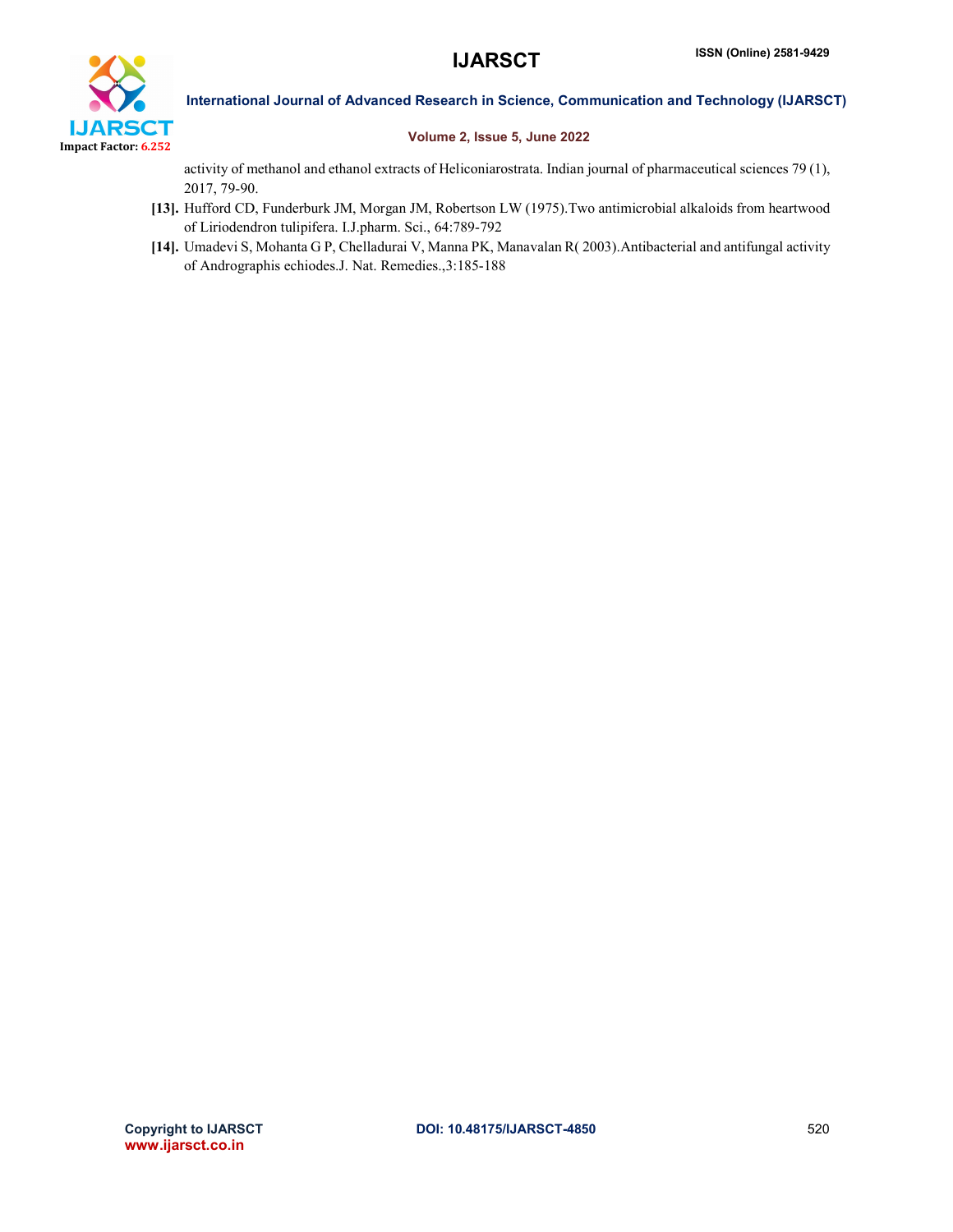activity of methanol and ethanol extracts of Heliconiarostrata. Indian journal of pharmaceutical sciences 79 (1), 2017, 79-90.

**[13].** Hufford CD, Funderburk JM, Morgan JM, Robertson LW (1975).Two antimicrobial alkaloids from heartwood of Liriodendron tulipifera. I.J.pharm. Sci., 64:789-792

**[14].** Umadevi S, Mohanta G P, Chelladurai V, Manna PK, Manavalan R( 2003).Antibacterial and antifungal activity of Andrographis echiodes.J. Nat. Remedies.,3:185-188